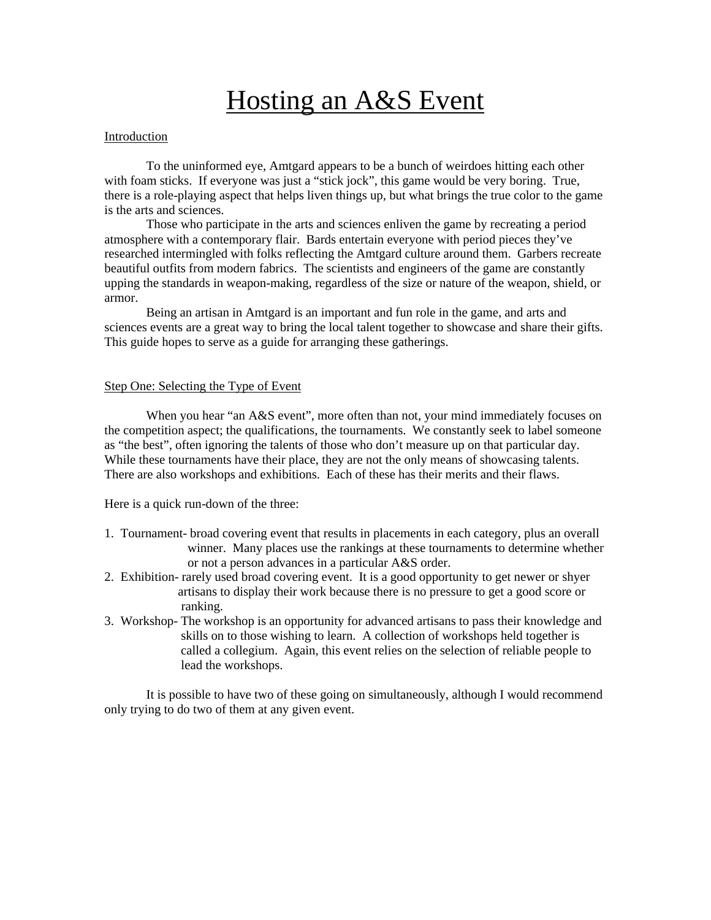# Hosting an A&S Event

## Introduction

To the uninformed eye, Amtgard appears to be a bunch of weirdoes hitting each other with foam sticks. If everyone was just a "stick jock", this game would be very boring. True, there is a role-playing aspect that helps liven things up, but what brings the true color to the game is the arts and sciences.

Those who participate in the arts and sciences enliven the game by recreating a period atmosphere with a contemporary flair. Bards entertain everyone with period pieces they've researched intermingled with folks reflecting the Amtgard culture around them. Garbers recreate beautiful outfits from modern fabrics. The scientists and engineers of the game are constantly upping the standards in weapon-making, regardless of the size or nature of the weapon, shield, or armor.

Being an artisan in Amtgard is an important and fun role in the game, and arts and sciences events are a great way to bring the local talent together to showcase and share their gifts. This guide hopes to serve as a guide for arranging these gatherings.

## Step One: Selecting the Type of Event

When you hear "an A&S event", more often than not, your mind immediately focuses on the competition aspect; the qualifications, the tournaments. We constantly seek to label someone as "the best", often ignoring the talents of those who don't measure up on that particular day. While these tournaments have their place, they are not the only means of showcasing talents. There are also workshops and exhibitions. Each of these has their merits and their flaws.

Here is a quick run-down of the three:

1. Tournament- broad covering event that results in placements in each category, plus an overall winner. Many places use the rankings at these tournaments to determine whether or not a person advances in a particular A&S order.
2. Exhibition- rarely used broad covering event. It is a good opportunity to get newer or shyer artisans to display their work because there is no pressure to get a good score or ranking.
3. Workshop- The workshop is an opportunity for advanced artisans to pass their knowledge and skills on to those wishing to learn. A collection of workshops held together is called a collegium. Again, this event relies on the selection of reliable people to lead the workshops.

It is possible to have two of these going on simultaneously, although I would recommend only trying to do two of them at any given event.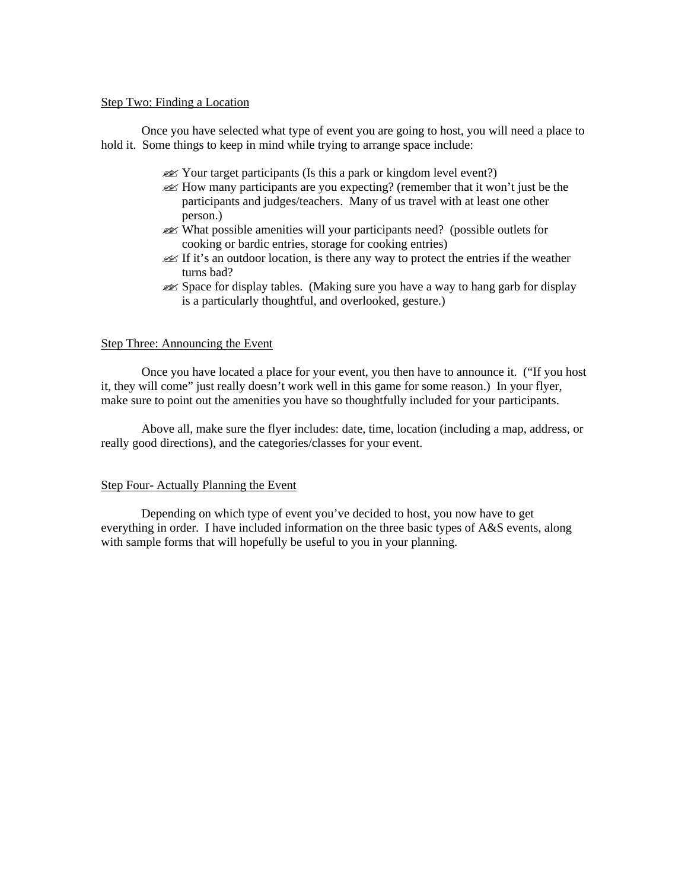Step Two: Finding a Location

Once you have selected what type of event you are going to host, you will need a place to hold it. Some things to keep in mind while trying to arrange space include:

- Your target participants (Is this a park or kingdom level event?)
- How many participants are you expecting? (remember that it won't just be the participants and judges/teachers. Many of us travel with at least one other person.)
- What possible amenities will your participants need? (possible outlets for cooking or bardic entries, storage for cooking entries)
- If it's an outdoor location, is there any way to protect the entries if the weather turns bad?
- Space for display tables. (Making sure you have a way to hang garb for display is a particularly thoughtful, and overlooked, gesture.)

Step Three: Announcing the Event

Once you have located a place for your event, you then have to announce it. ("If you host it, they will come" just really doesn't work well in this game for some reason.) In your flyer, make sure to point out the amenities you have so thoughtfully included for your participants.

Above all, make sure the flyer includes: date, time, location (including a map, address, or really good directions), and the categories/classes for your event.

Step Four- Actually Planning the Event

Depending on which type of event you've decided to host, you now have to get everything in order. I have included information on the three basic types of A&S events, along with sample forms that will hopefully be useful to you in your planning.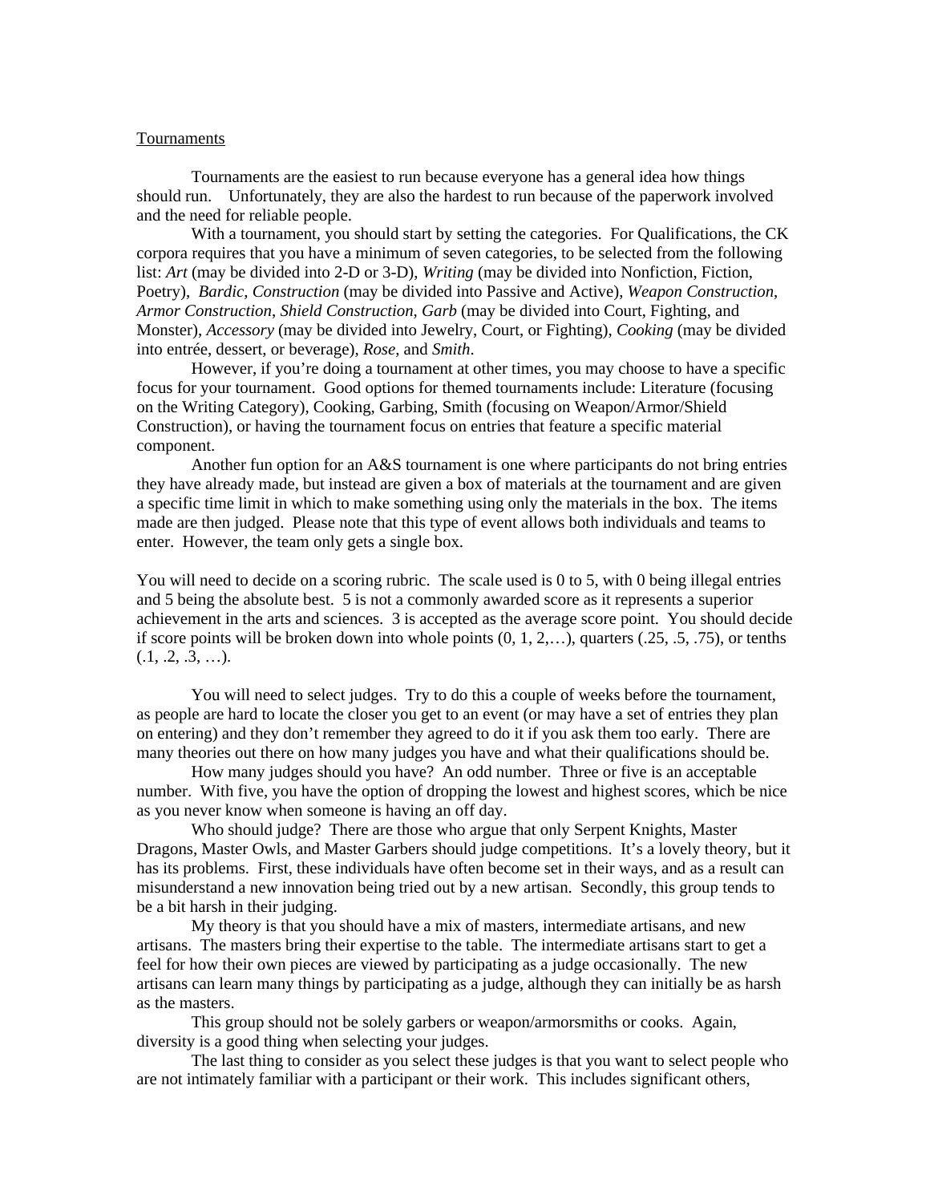Tournaments

Tournaments are the easiest to run because everyone has a general idea how things should run. Unfortunately, they are also the hardest to run because of the paperwork involved and the need for reliable people.

With a tournament, you should start by setting the categories. For Qualifications, the CK corpora requires that you have a minimum of seven categories, to be selected from the following list: *Art* (may be divided into 2-D or 3-D), *Writing* (may be divided into Nonfiction, Fiction, Poetry), *Bardic*, *Construction* (may be divided into Passive and Active), *Weapon Construction*, *Armor Construction*, *Shield Construction*, *Garb* (may be divided into Court, Fighting, and Monster), *Accessory* (may be divided into Jewelry, Court, or Fighting), *Cooking* (may be divided into entrée, dessert, or beverage), *Rose*, and *Smith*.

However, if you're doing a tournament at other times, you may choose to have a specific focus for your tournament. Good options for themed tournaments include: Literature (focusing on the Writing Category), Cooking, Garbing, Smith (focusing on Weapon/Armor/Shield Construction), or having the tournament focus on entries that feature a specific material component.

Another fun option for an A&S tournament is one where participants do not bring entries they have already made, but instead are given a box of materials at the tournament and are given a specific time limit in which to make something using only the materials in the box. The items made are then judged. Please note that this type of event allows both individuals and teams to enter. However, the team only gets a single box.

You will need to decide on a scoring rubric. The scale used is 0 to 5, with 0 being illegal entries and 5 being the absolute best. 5 is not a commonly awarded score as it represents a superior achievement in the arts and sciences. 3 is accepted as the average score point. You should decide if score points will be broken down into whole points (0, 1, 2,…), quarters (.25, .5, .75), or tenths (.1, .2, .3, …).

You will need to select judges. Try to do this a couple of weeks before the tournament, as people are hard to locate the closer you get to an event (or may have a set of entries they plan on entering) and they don't remember they agreed to do it if you ask them too early. There are many theories out there on how many judges you have and what their qualifications should be.

How many judges should you have? An odd number. Three or five is an acceptable number. With five, you have the option of dropping the lowest and highest scores, which be nice as you never know when someone is having an off day.

Who should judge? There are those who argue that only Serpent Knights, Master Dragons, Master Owls, and Master Garbers should judge competitions. It's a lovely theory, but it has its problems. First, these individuals have often become set in their ways, and as a result can misunderstand a new innovation being tried out by a new artisan. Secondly, this group tends to be a bit harsh in their judging.

My theory is that you should have a mix of masters, intermediate artisans, and new artisans. The masters bring their expertise to the table. The intermediate artisans start to get a feel for how their own pieces are viewed by participating as a judge occasionally. The new artisans can learn many things by participating as a judge, although they can initially be as harsh as the masters.

This group should not be solely garbers or weapon/armorsmiths or cooks. Again, diversity is a good thing when selecting your judges.

The last thing to consider as you select these judges is that you want to select people who are not intimately familiar with a participant or their work. This includes significant others,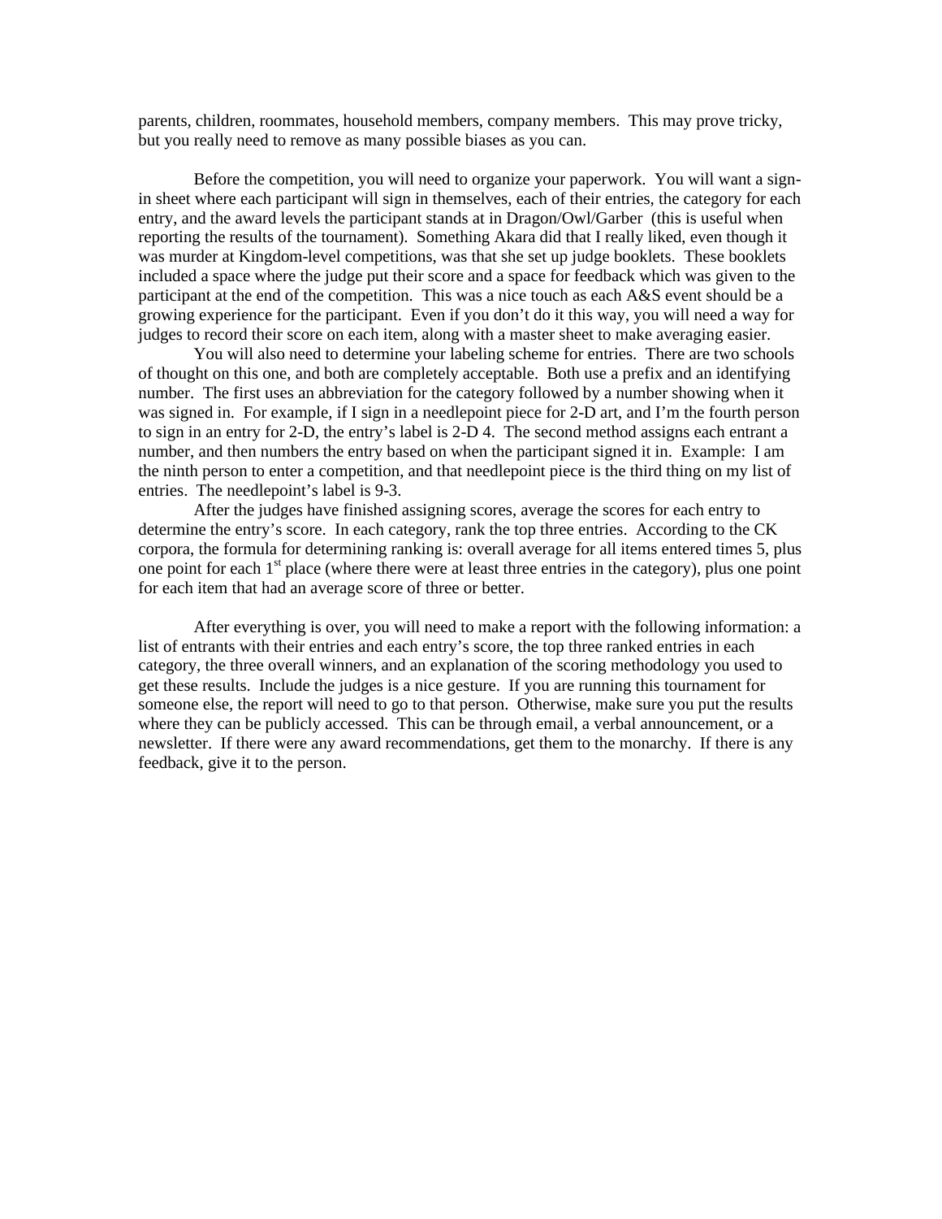parents, children, roommates, household members, company members. This may prove tricky, but you really need to remove as many possible biases as you can.

Before the competition, you will need to organize your paperwork. You will want a sign-in sheet where each participant will sign in themselves, each of their entries, the category for each entry, and the award levels the participant stands at in Dragon/Owl/Garber (this is useful when reporting the results of the tournament). Something Akara did that I really liked, even though it was murder at Kingdom-level competitions, was that she set up judge booklets. These booklets included a space where the judge put their score and a space for feedback which was given to the participant at the end of the competition. This was a nice touch as each A&S event should be a growing experience for the participant. Even if you don't do it this way, you will need a way for judges to record their score on each item, along with a master sheet to make averaging easier.

You will also need to determine your labeling scheme for entries. There are two schools of thought on this one, and both are completely acceptable. Both use a prefix and an identifying number. The first uses an abbreviation for the category followed by a number showing when it was signed in. For example, if I sign in a needlepoint piece for 2-D art, and I'm the fourth person to sign in an entry for 2-D, the entry's label is 2-D 4. The second method assigns each entrant a number, and then numbers the entry based on when the participant signed it in. Example: I am the ninth person to enter a competition, and that needlepoint piece is the third thing on my list of entries. The needlepoint's label is 9-3.

After the judges have finished assigning scores, average the scores for each entry to determine the entry's score. In each category, rank the top three entries. According to the CK corpora, the formula for determining ranking is: overall average for all items entered times 5, plus one point for each 1st place (where there were at least three entries in the category), plus one point for each item that had an average score of three or better.

After everything is over, you will need to make a report with the following information: a list of entrants with their entries and each entry's score, the top three ranked entries in each category, the three overall winners, and an explanation of the scoring methodology you used to get these results. Include the judges is a nice gesture. If you are running this tournament for someone else, the report will need to go to that person. Otherwise, make sure you put the results where they can be publicly accessed. This can be through email, a verbal announcement, or a newsletter. If there were any award recommendations, get them to the monarchy. If there is any feedback, give it to the person.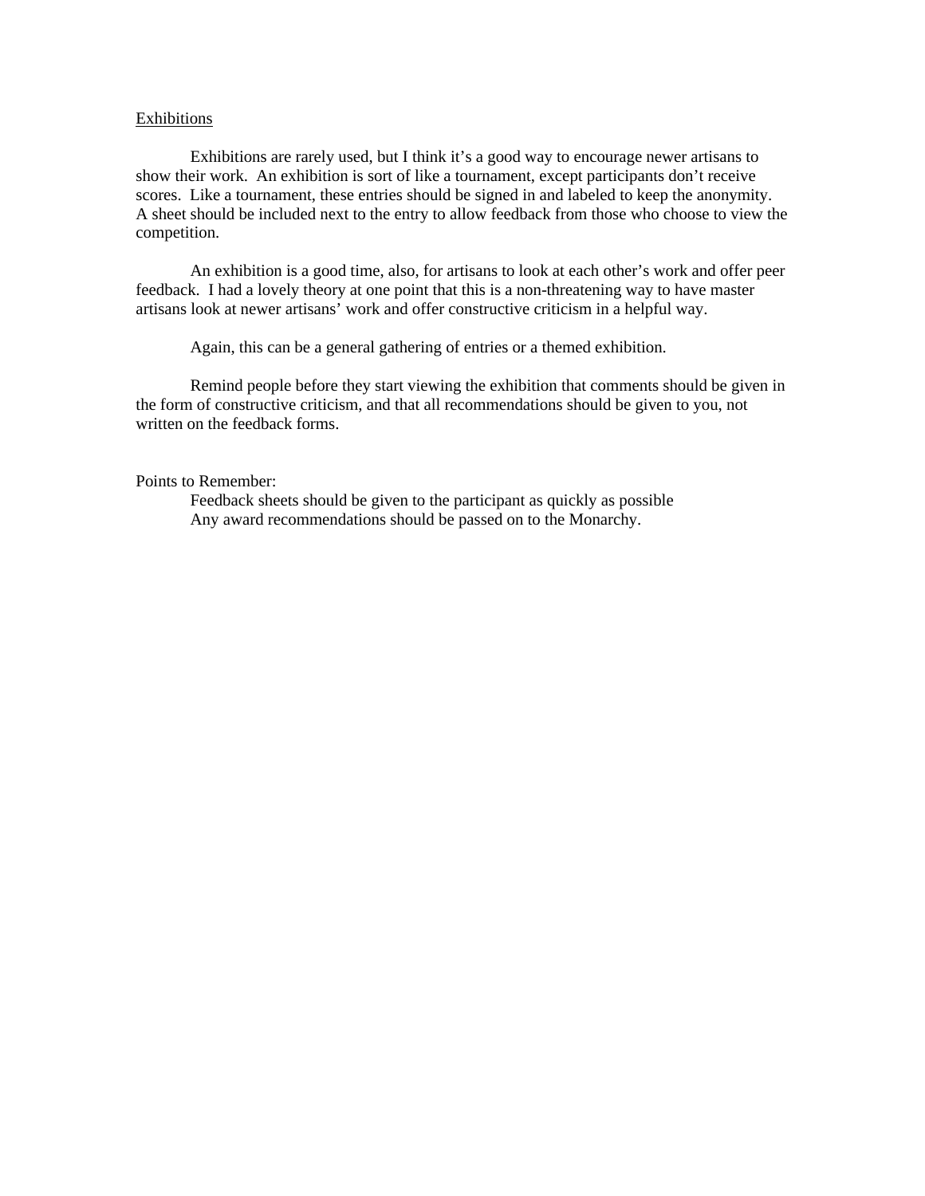## Exhibitions

Exhibitions are rarely used, but I think it's a good way to encourage newer artisans to show their work. An exhibition is sort of like a tournament, except participants don't receive scores. Like a tournament, these entries should be signed in and labeled to keep the anonymity. A sheet should be included next to the entry to allow feedback from those who choose to view the competition.

An exhibition is a good time, also, for artisans to look at each other's work and offer peer feedback. I had a lovely theory at one point that this is a non-threatening way to have master artisans look at newer artisans' work and offer constructive criticism in a helpful way.

Again, this can be a general gathering of entries or a themed exhibition.

Remind people before they start viewing the exhibition that comments should be given in the form of constructive criticism, and that all recommendations should be given to you, not written on the feedback forms.

Points to Remember:

- Feedback sheets should be given to the participant as quickly as possible
- Any award recommendations should be passed on to the Monarchy.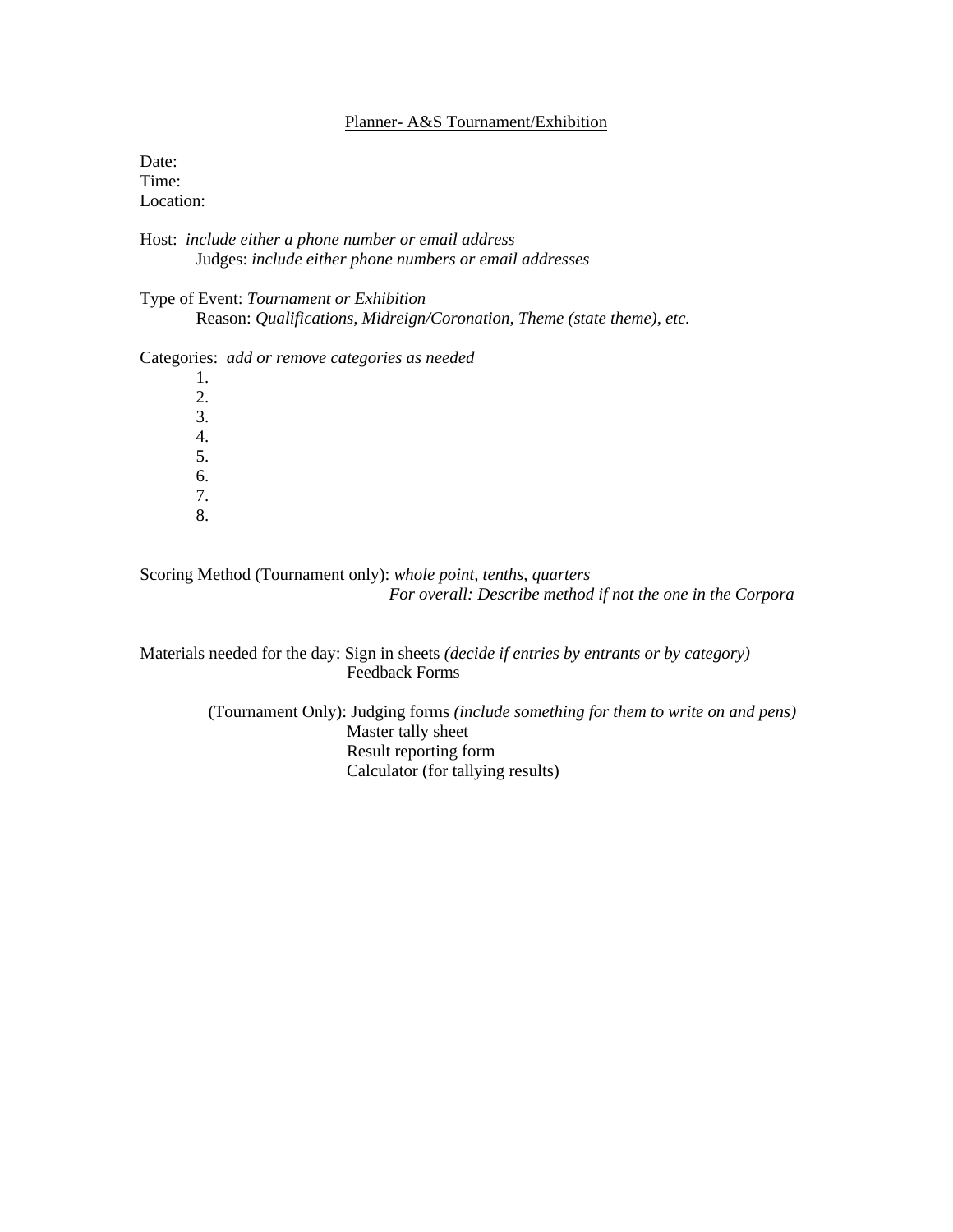<u>Planner- A&S Tournament/Exhibition</u>

Date:
Time:
Location:

Host: *include either a phone number or email address*
Judges: *include either phone numbers or email addresses*

Type of Event: *Tournament or Exhibition*
Reason: *Qualifications, Midreign/Coronation, Theme (state theme), etc.*

Categories: *add or remove categories as needed*

1.
2.
3.
4.
5.
6.
7.
8.

Scoring Method (Tournament only): *whole point, tenths, quarters*
*For overall: Describe method if not the one in the Corpora*

Materials needed for the day: Sign in sheets *(decide if entries by entrants or by category)*
Feedback Forms

(Tournament Only): Judging forms *(include something for them to write on and pens)*
Master tally sheet
Result reporting form
Calculator (for tallying results)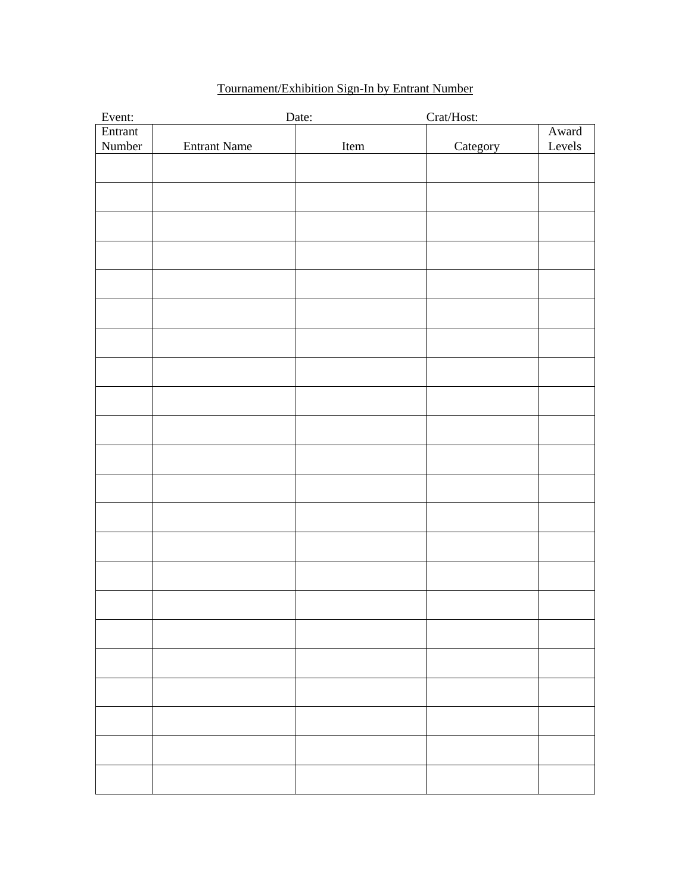Tournament/Exhibition Sign-In by Entrant Number

Event: Date: Crat/Host:

| Entrant Number | Entrant Name | Item | Category | Award Levels |
|---|---|---|---|---|
| | | | | |
| | | | | |
| | | | | |
| | | | | |
| | | | | |
| | | | | |
| | | | | |
| | | | | |
| | | | | |
| | | | | |
| | | | | |
| | | | | |
| | | | | |
| | | | | |
| | | | | |
| | | | | |
| | | | | |
| | | | | |
| | | | | |
| | | | | |
| | | | | |
| | | | | |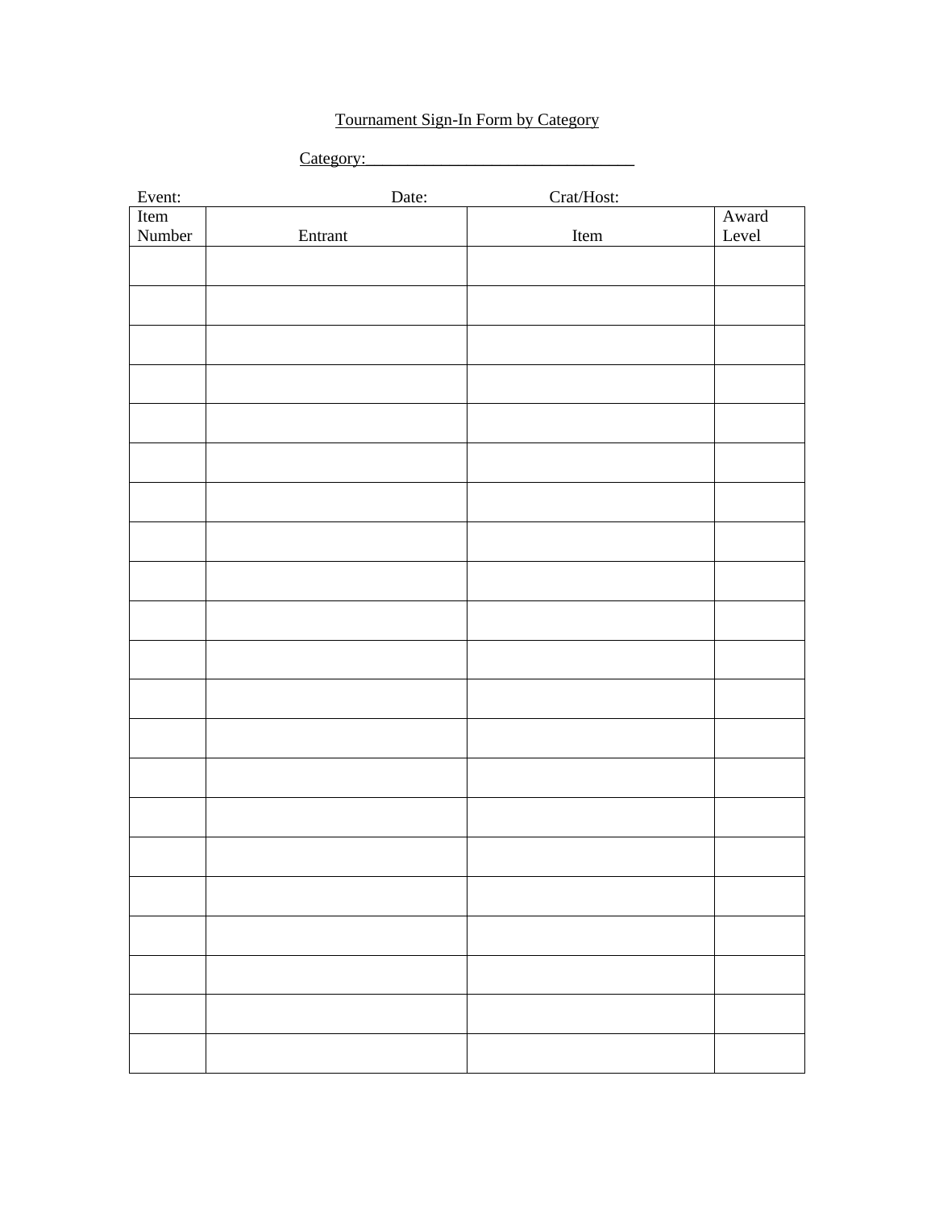Tournament Sign-In Form by Category

Category: ________________________________

Event: Date: Crat/Host:

| Item Number | Entrant | Item | Award Level |
|---|---|---|---|
| | | | |
| | | | |
| | | | |
| | | | |
| | | | |
| | | | |
| | | | |
| | | | |
| | | | |
| | | | |
| | | | |
| | | | |
| | | | |
| | | | |
| | | | |
| | | | |
| | | | |
| | | | |
| | | | |
| | | | |
| | | | |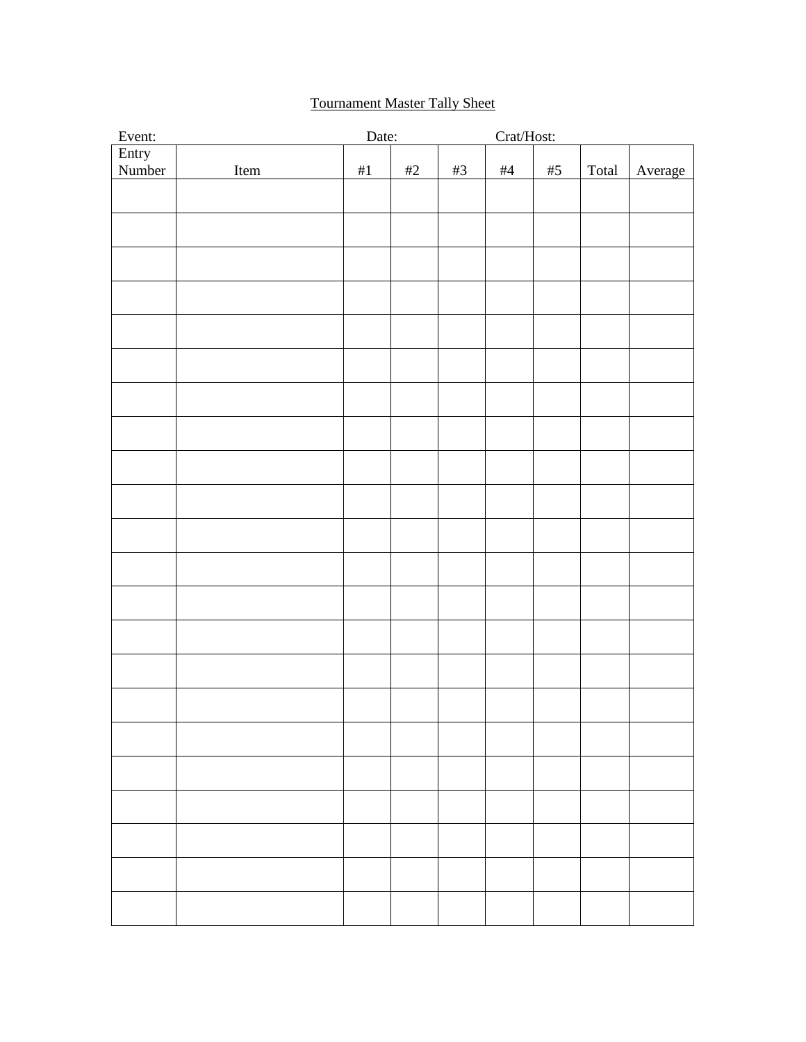Tournament Master Tally Sheet

Event: Date: Crat/Host:

| Entry Number | Item | #1 | #2 | #3 | #4 | #5 | Total | Average |
|---|---|---|---|---|---|---|---|---|
| | | | | | | | | |
| | | | | | | | | |
| | | | | | | | | |
| | | | | | | | | |
| | | | | | | | | |
| | | | | | | | | |
| | | | | | | | | |
| | | | | | | | | |
| | | | | | | | | |
| | | | | | | | | |
| | | | | | | | | |
| | | | | | | | | |
| | | | | | | | | |
| | | | | | | | | |
| | | | | | | | | |
| | | | | | | | | |
| | | | | | | | | |
| | | | | | | | | |
| | | | | | | | | |
| | | | | | | | | |
| | | | | | | | | |
| | | | | | | | | |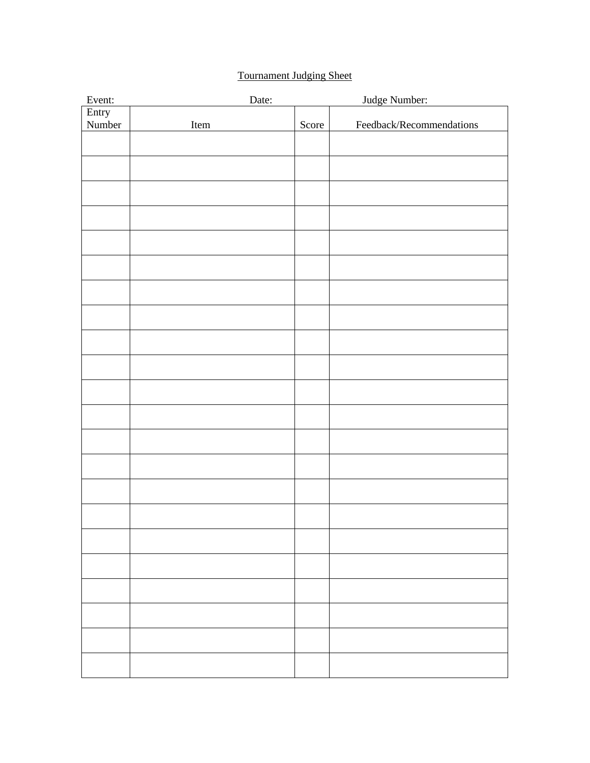Tournament Judging Sheet

Event: Date: Judge Number:

| Entry Number | Item | Score | Feedback/Recommendations |
|---|---|---|---|
| | | | |
| | | | |
| | | | |
| | | | |
| | | | |
| | | | |
| | | | |
| | | | |
| | | | |
| | | | |
| | | | |
| | | | |
| | | | |
| | | | |
| | | | |
| | | | |
| | | | |
| | | | |
| | | | |
| | | | |
| | | | |
| | | | |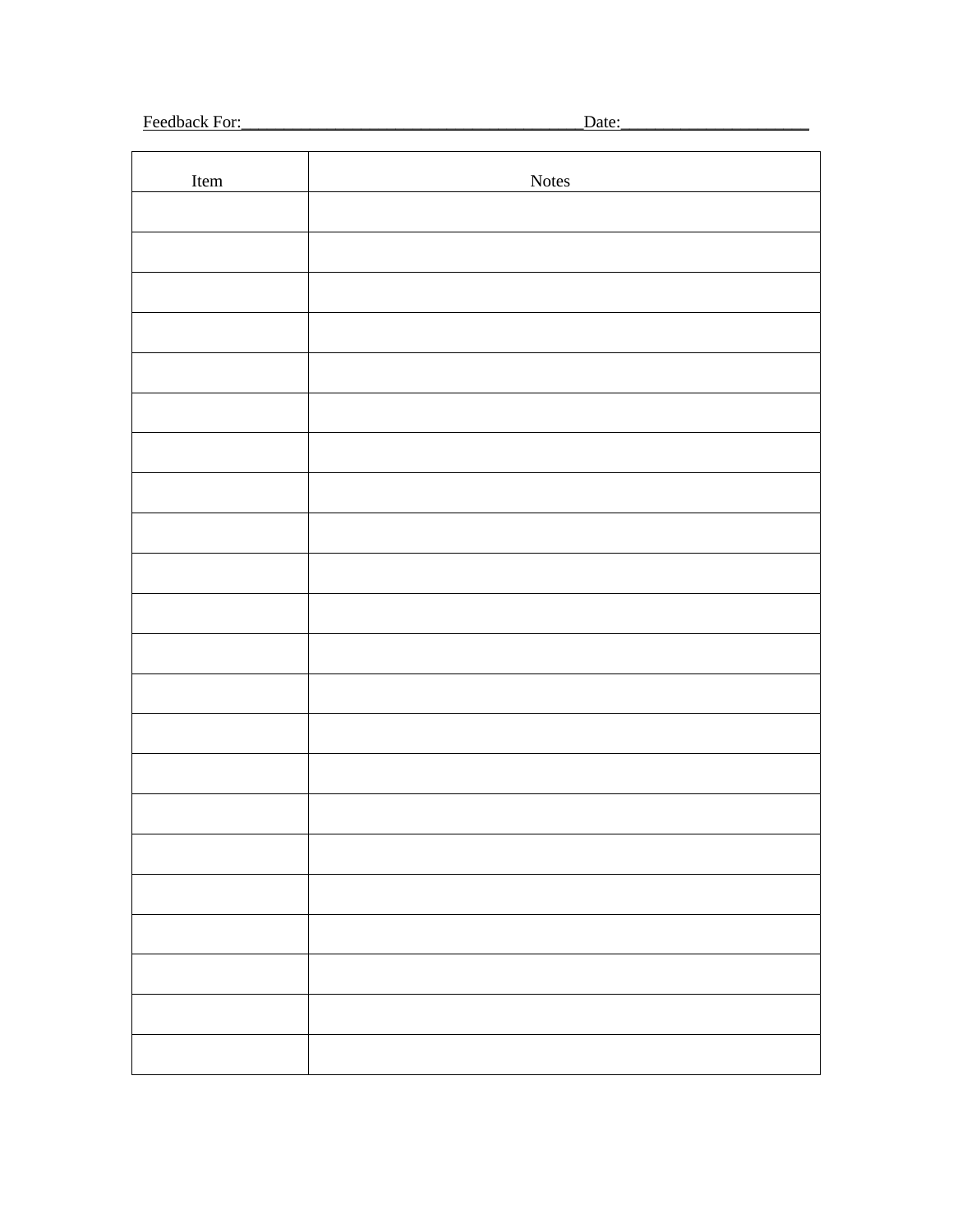Feedback For:_______________________________________Date:_____________________

| Item | Notes |
|---|---|
| | |
| | |
| | |
| | |
| | |
| | |
| | |
| | |
| | |
| | |
| | |
| | |
| | |
| | |
| | |
| | |
| | |
| | |
| | |
| | |
| | |
| | |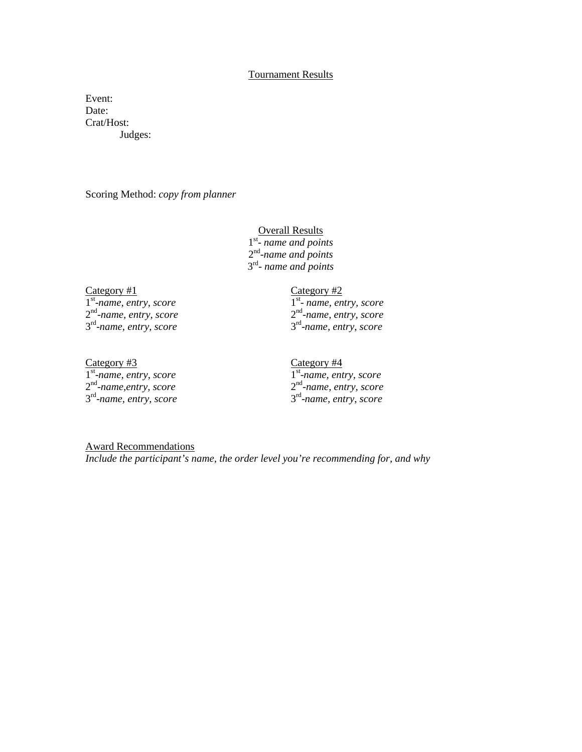# Tournament Results

Event:
Date:
Crat/Host:
Judges:

Scoring Method: *copy from planner*

## Overall Results

1st- *name and points*
2nd-*name and points*
3rd- *name and points*

## Category #1

1st-*name, entry, score*
2nd-*name, entry, score*
3rd-*name, entry, score*

## Category #2

1st- *name, entry, score*
2nd-*name, entry, score*
3rd-*name, entry, score*

## Category #3

1st-*name, entry, score*
2nd-*name,entry, score*
3rd-*name, entry, score*

## Category #4

1st-*name, entry, score*
2nd-*name, entry, score*
3rd-*name, entry, score*

## Award Recommendations

*Include the participant's name, the order level you're recommending for, and why*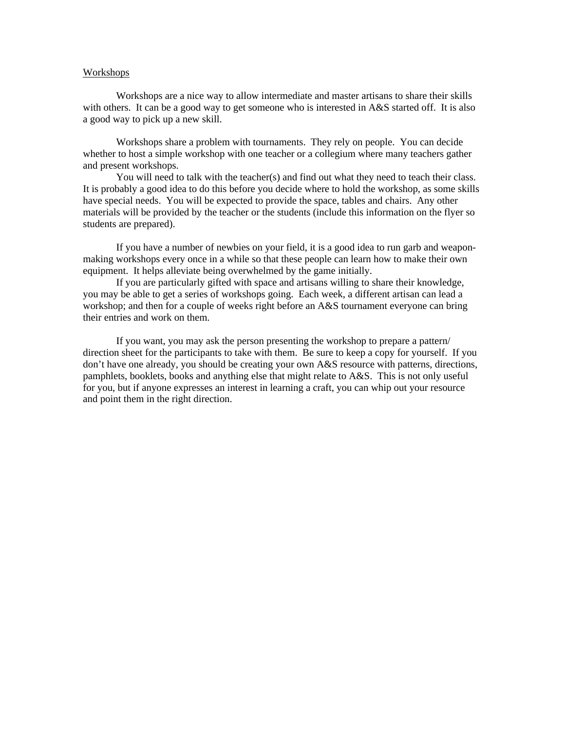## Workshops

Workshops are a nice way to allow intermediate and master artisans to share their skills with others. It can be a good way to get someone who is interested in A&S started off. It is also a good way to pick up a new skill.

Workshops share a problem with tournaments. They rely on people. You can decide whether to host a simple workshop with one teacher or a collegium where many teachers gather and present workshops.

You will need to talk with the teacher(s) and find out what they need to teach their class. It is probably a good idea to do this before you decide where to hold the workshop, as some skills have special needs. You will be expected to provide the space, tables and chairs. Any other materials will be provided by the teacher or the students (include this information on the flyer so students are prepared).

If you have a number of newbies on your field, it is a good idea to run garb and weapon-making workshops every once in a while so that these people can learn how to make their own equipment. It helps alleviate being overwhelmed by the game initially.

If you are particularly gifted with space and artisans willing to share their knowledge, you may be able to get a series of workshops going. Each week, a different artisan can lead a workshop; and then for a couple of weeks right before an A&S tournament everyone can bring their entries and work on them.

If you want, you may ask the person presenting the workshop to prepare a pattern/ direction sheet for the participants to take with them. Be sure to keep a copy for yourself. If you don't have one already, you should be creating your own A&S resource with patterns, directions, pamphlets, booklets, books and anything else that might relate to A&S. This is not only useful for you, but if anyone expresses an interest in learning a craft, you can whip out your resource and point them in the right direction.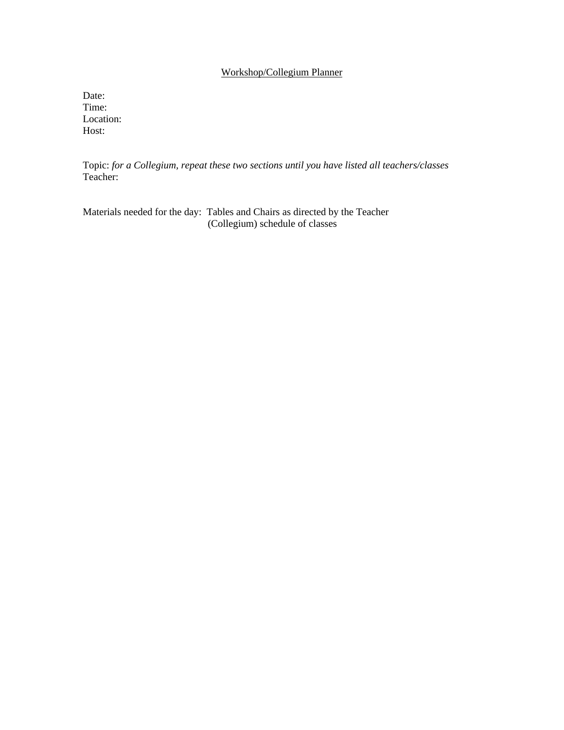Workshop/Collegium Planner

Date:
Time:
Location:
Host:

Topic: *for a Collegium, repeat these two sections until you have listed all teachers/classes*
Teacher:

Materials needed for the day: Tables and Chairs as directed by the Teacher
(Collegium) schedule of classes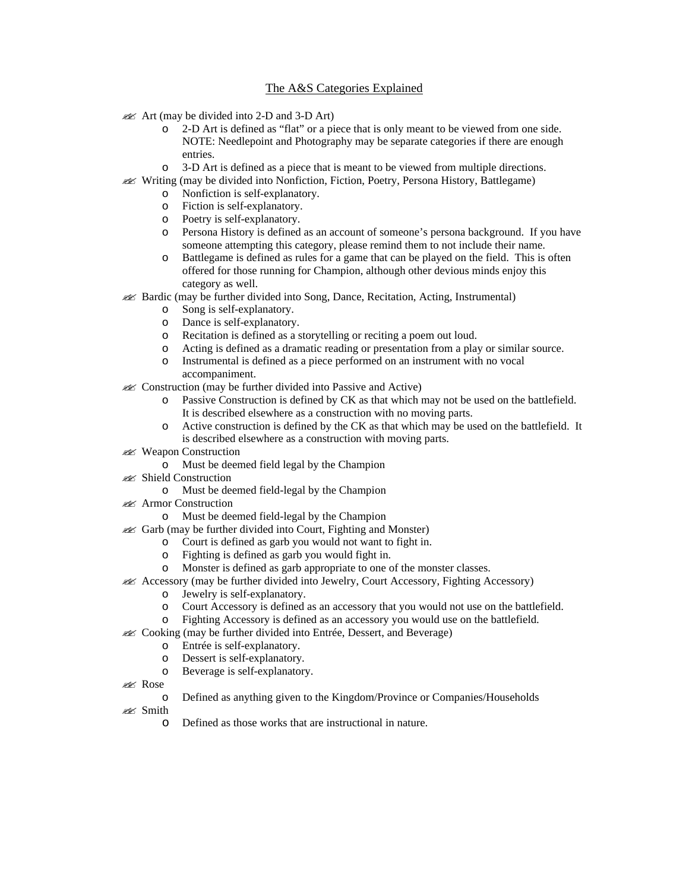## The A&S Categories Explained

- Art (may be divided into 2-D and 3-D Art)
    - 2-D Art is defined as “flat” or a piece that is only meant to be viewed from one side. NOTE: Needlepoint and Photography may be separate categories if there are enough entries.
    - 3-D Art is defined as a piece that is meant to be viewed from multiple directions.
- Writing (may be divided into Nonfiction, Fiction, Poetry, Persona History, Battlegame)
    - Nonfiction is self-explanatory.
    - Fiction is self-explanatory.
    - Poetry is self-explanatory.
    - Persona History is defined as an account of someone’s persona background. If you have someone attempting this category, please remind them to not include their name.
    - Battlegame is defined as rules for a game that can be played on the field. This is often offered for those running for Champion, although other devious minds enjoy this category as well.
- Bardic (may be further divided into Song, Dance, Recitation, Acting, Instrumental)
    - Song is self-explanatory.
    - Dance is self-explanatory.
    - Recitation is defined as a storytelling or reciting a poem out loud.
    - Acting is defined as a dramatic reading or presentation from a play or similar source.
    - Instrumental is defined as a piece performed on an instrument with no vocal accompaniment.
- Construction (may be further divided into Passive and Active)
    - Passive Construction is defined by CK as that which may not be used on the battlefield. It is described elsewhere as a construction with no moving parts.
    - Active construction is defined by the CK as that which may be used on the battlefield. It is described elsewhere as a construction with moving parts.
- Weapon Construction
    - Must be deemed field legal by the Champion
- Shield Construction
    - Must be deemed field-legal by the Champion
- Armor Construction
    - Must be deemed field-legal by the Champion
- Garb (may be further divided into Court, Fighting and Monster)
    - Court is defined as garb you would not want to fight in.
    - Fighting is defined as garb you would fight in.
    - Monster is defined as garb appropriate to one of the monster classes.
- Accessory (may be further divided into Jewelry, Court Accessory, Fighting Accessory)
    - Jewelry is self-explanatory.
    - Court Accessory is defined as an accessory that you would not use on the battlefield.
    - Fighting Accessory is defined as an accessory you would use on the battlefield.
- Cooking (may be further divided into Entrée, Dessert, and Beverage)
    - Entrée is self-explanatory.
    - Dessert is self-explanatory.
    - Beverage is self-explanatory.
- Rose
    - Defined as anything given to the Kingdom/Province or Companies/Households
- Smith
    - Defined as those works that are instructional in nature.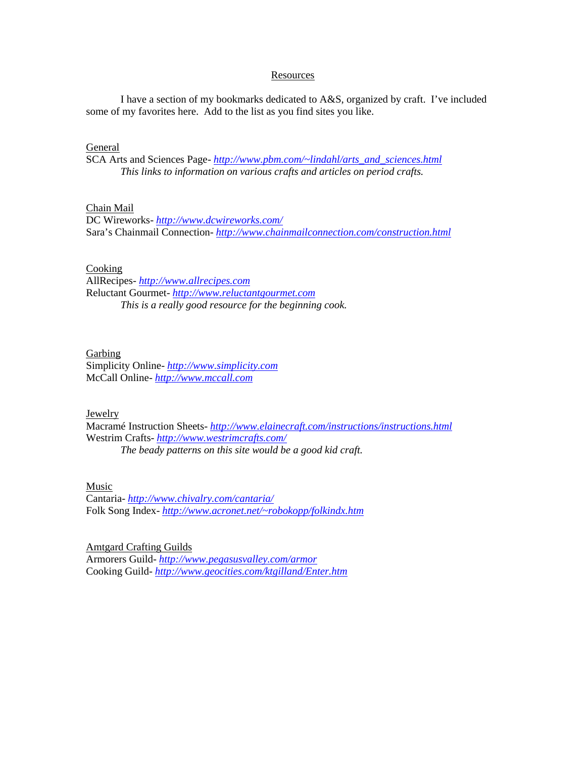## Resources

I have a section of my bookmarks dedicated to A&S, organized by craft. I've included some of my favorites here. Add to the list as you find sites you like.

### General

SCA Arts and Sciences Page- *http://www.pbm.com/~lindahl/arts_and_sciences.html*

*This links to information on various crafts and articles on period crafts.*

### Chain Mail

DC Wireworks- *http://www.dcwireworks.com/*

Sara's Chainmail Connection- *http://www.chainmailconnection.com/construction.html*

### Cooking

AllRecipes- *http://www.allrecipes.com*

Reluctant Gourmet- *http://www.reluctantgourmet.com*

*This is a really good resource for the beginning cook.*

### Garbing

Simplicity Online- *http://www.simplicity.com*

McCall Online- *http://www.mccall.com*

### Jewelry

Macramé Instruction Sheets- *http://www.elainecraft.com/instructions/instructions.html*

Westrim Crafts- *http://www.westrimcrafts.com/*

*The beady patterns on this site would be a good kid craft.*

### Music

Cantaria- *http://www.chivalry.com/cantaria/*

Folk Song Index- *http://www.acronet.net/~robokopp/folkindx.htm*

### Amtgard Crafting Guilds

Armorers Guild- *http://www.pegasusvalley.com/armor*

Cooking Guild- *http://www.geocities.com/ktgilland/Enter.htm*